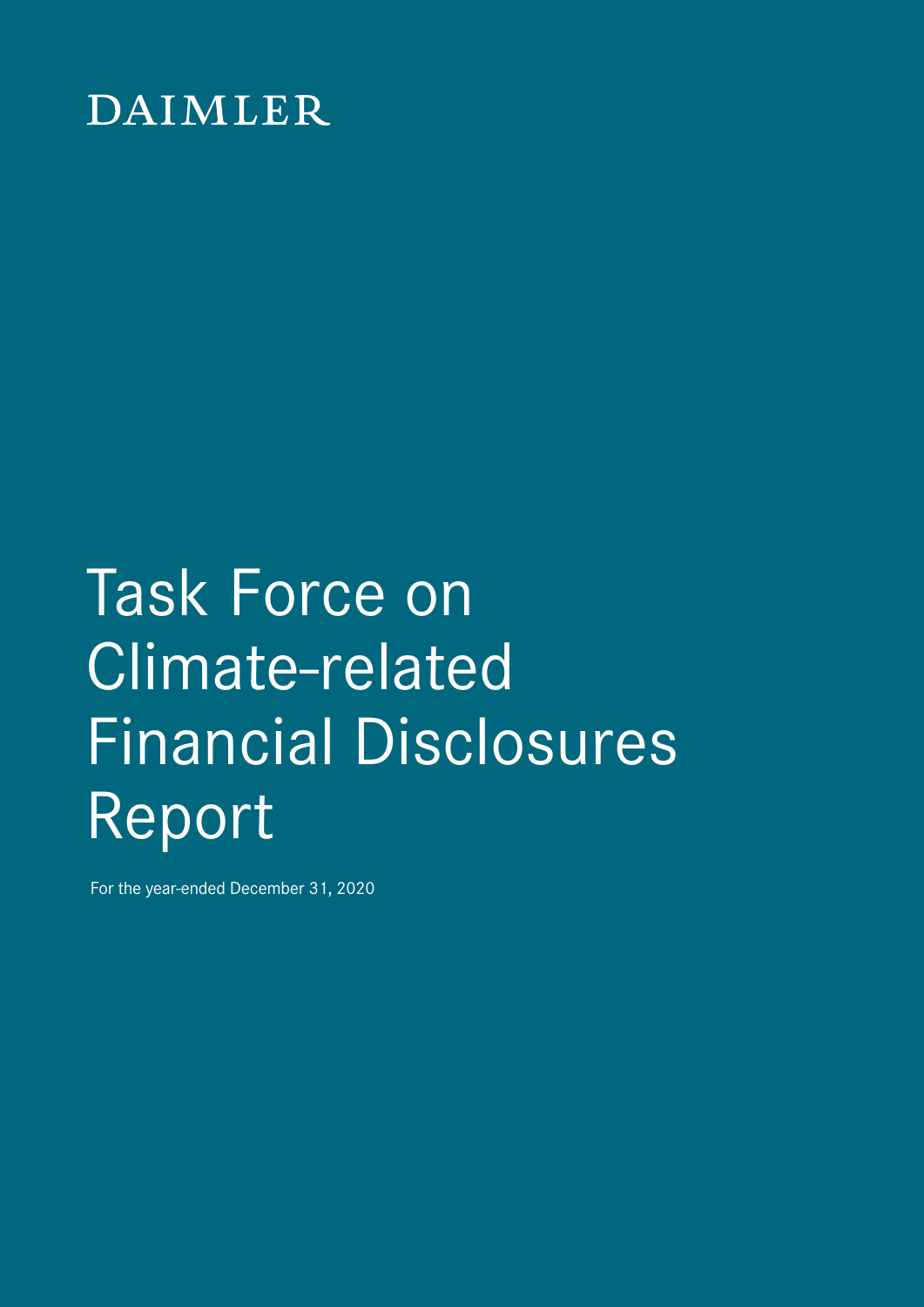DAIMLER

# Task Force on Climate-related Financial Disclosures Report

For the year-ended December 31, 2020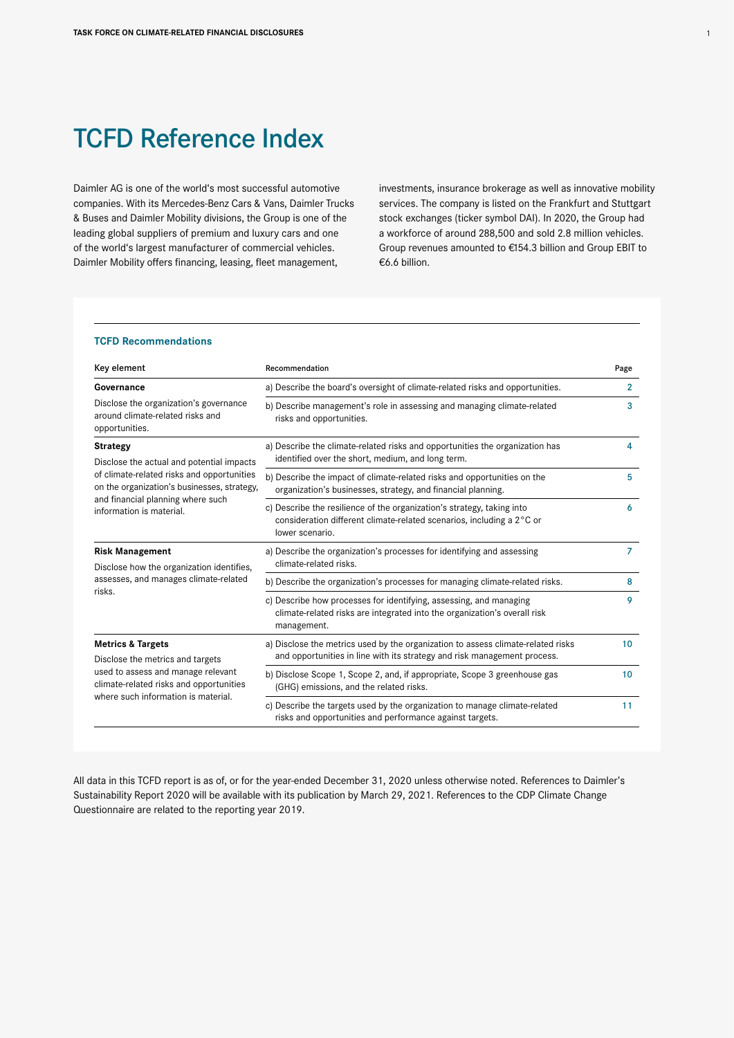# TCFD Reference Index

Daimler AG is one of the world's most successful automotive companies. With its Mercedes-Benz Cars & Vans, Daimler Trucks & Buses and Daimler Mobility divisions, the Group is one of the leading global suppliers of premium and luxury cars and one of the world's largest manufacturer of commercial vehicles. Daimler Mobility offers financing, leasing, fleet management, investments, insurance brokerage as well as innovative mobility services. The company is listed on the Frankfurt and Stuttgart stock exchanges (ticker symbol DAI). In 2020, the Group had a workforce of around 288,500 and sold 2.8 million vehicles. Group revenues amounted to €154.3 billion and Group EBIT to €6.6 billion.

### TCFD Recommendations

| Key element | Recommendation | Page |
|---|---|---|
| **Governance**<br>Disclose the organization's governance around climate-related risks and opportunities. | a) Describe the board's oversight of climate-related risks and opportunities. | 2 |
| | b) Describe management's role in assessing and managing climate-related risks and opportunities. | 3 |
| **Strategy**<br>Disclose the actual and potential impacts of climate-related risks and opportunities on the organization's businesses, strategy, and financial planning where such information is material. | a) Describe the climate-related risks and opportunities the organization has identified over the short, medium, and long term. | 4 |
| | b) Describe the impact of climate-related risks and opportunities on the organization's businesses, strategy, and financial planning. | 5 |
| | c) Describe the resilience of the organization's strategy, taking into consideration different climate-related scenarios, including a 2°C or lower scenario. | 6 |
| **Risk Management**<br>Disclose how the organization identifies, assesses, and manages climate-related risks. | a) Describe the organization's processes for identifying and assessing climate-related risks. | 7 |
| | b) Describe the organization's processes for managing climate-related risks. | 8 |
| | c) Describe how processes for identifying, assessing, and managing climate-related risks are integrated into the organization's overall risk management. | 9 |
| **Metrics & Targets**<br>Disclose the metrics and targets used to assess and manage relevant climate-related risks and opportunities where such information is material. | a) Disclose the metrics used by the organization to assess climate-related risks and opportunities in line with its strategy and risk management process. | 10 |
| | b) Disclose Scope 1, Scope 2, and, if appropriate, Scope 3 greenhouse gas (GHG) emissions, and the related risks. | 10 |
| | c) Describe the targets used by the organization to manage climate-related risks and opportunities and performance against targets. | 11 |

All data in this TCFD report is as of, or for the year-ended December 31, 2020 unless otherwise noted. References to Daimler's Sustainability Report 2020 will be available with its publication by March 29, 2021. References to the CDP Climate Change Questionnaire are related to the reporting year 2019.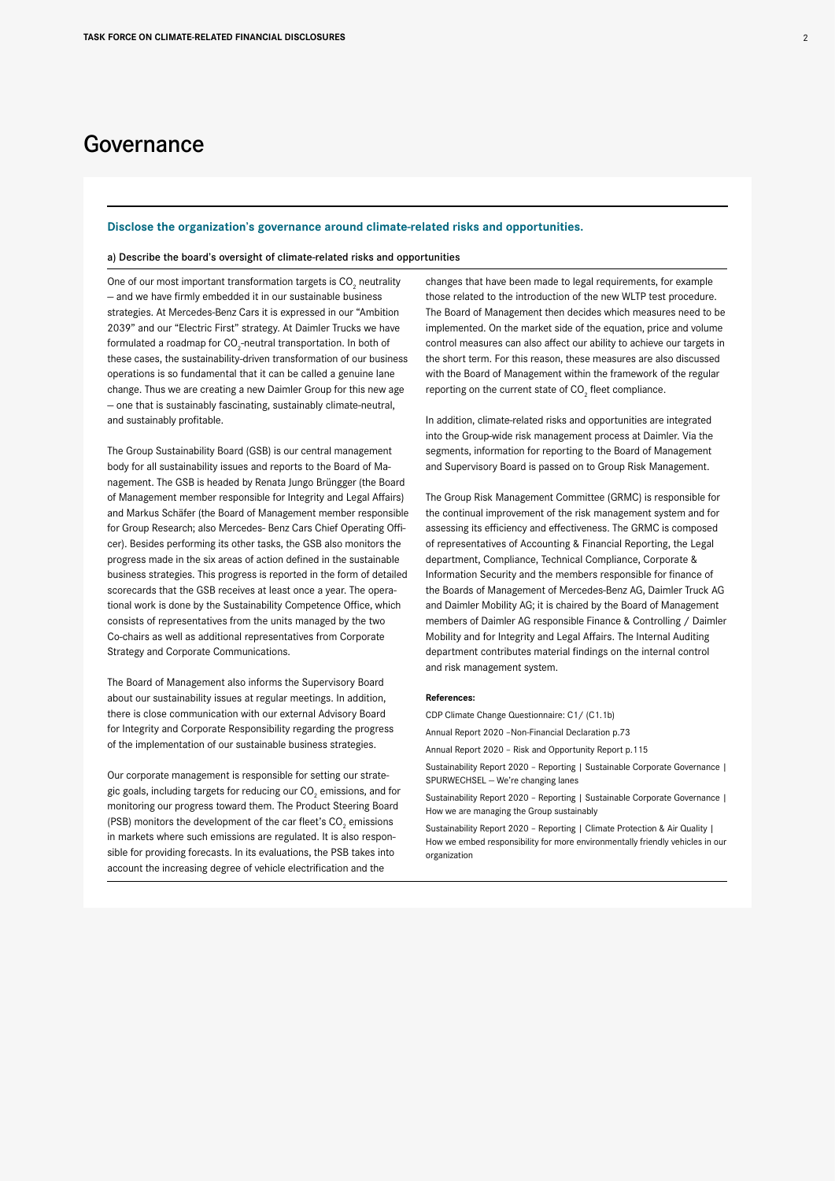# Governance

**Disclose the organization's governance around climate-related risks and opportunities.**

a) Describe the board's oversight of climate-related risks and opportunities

One of our most important transformation targets is $CO_2$ neutrality – and we have firmly embedded it in our sustainable business strategies. At Mercedes-Benz Cars it is expressed in our "Ambition 2039" and our "Electric First" strategy. At Daimler Trucks we have formulated a roadmap for $CO_2$-neutral transportation. In both of these cases, the sustainability-driven transformation of our business operations is so fundamental that it can be called a genuine lane change. Thus we are creating a new Daimler Group for this new age – one that is sustainably fascinating, sustainably climate-neutral, and sustainably profitable.

The Group Sustainability Board (GSB) is our central management body for all sustainability issues and reports to the Board of Management. The GSB is headed by Renata Jungo Brüngger (the Board of Management member responsible for Integrity and Legal Affairs) and Markus Schäfer (the Board of Management member responsible for Group Research; also Mercedes- Benz Cars Chief Operating Officer). Besides performing its other tasks, the GSB also monitors the progress made in the six areas of action defined in the sustainable business strategies. This progress is reported in the form of detailed scorecards that the GSB receives at least once a year. The operational work is done by the Sustainability Competence Office, which consists of representatives from the units managed by the two Co-chairs as well as additional representatives from Corporate Strategy and Corporate Communications.

The Board of Management also informs the Supervisory Board about our sustainability issues at regular meetings. In addition, there is close communication with our external Advisory Board for Integrity and Corporate Responsibility regarding the progress of the implementation of our sustainable business strategies.

Our corporate management is responsible for setting our strategic goals, including targets for reducing our $CO_2$ emissions, and for monitoring our progress toward them. The Product Steering Board (PSB) monitors the development of the car fleet's $CO_2$ emissions in markets where such emissions are regulated. It is also responsible for providing forecasts. In its evaluations, the PSB takes into account the increasing degree of vehicle electrification and the changes that have been made to legal requirements, for example those related to the introduction of the new WLTP test procedure. The Board of Management then decides which measures need to be implemented. On the market side of the equation, price and volume control measures can also affect our ability to achieve our targets in the short term. For this reason, these measures are also discussed with the Board of Management within the framework of the regular reporting on the current state of $CO_2$ fleet compliance.

In addition, climate-related risks and opportunities are integrated into the Group-wide risk management process at Daimler. Via the segments, information for reporting to the Board of Management and Supervisory Board is passed on to Group Risk Management.

The Group Risk Management Committee (GRMC) is responsible for the continual improvement of the risk management system and for assessing its efficiency and effectiveness. The GRMC is composed of representatives of Accounting & Financial Reporting, the Legal department, Compliance, Technical Compliance, Corporate & Information Security and the members responsible for finance of the Boards of Management of Mercedes-Benz AG, Daimler Truck AG and Daimler Mobility AG; it is chaired by the Board of Management members of Daimler AG responsible Finance & Controlling / Daimler Mobility and for Integrity and Legal Affairs. The Internal Auditing department contributes material findings on the internal control and risk management system.

**References:**

CDP Climate Change Questionnaire: C1/ (C1.1b)

Annual Report 2020 –Non-Financial Declaration p.73

Annual Report 2020 – Risk and Opportunity Report p.115

Sustainability Report 2020 – Reporting | Sustainable Corporate Governance | SPURWECHSEL – We're changing lanes

Sustainability Report 2020 – Reporting | Sustainable Corporate Governance | How we are managing the Group sustainably

Sustainability Report 2020 – Reporting | Climate Protection & Air Quality | How we embed responsibility for more environmentally friendly vehicles in our organization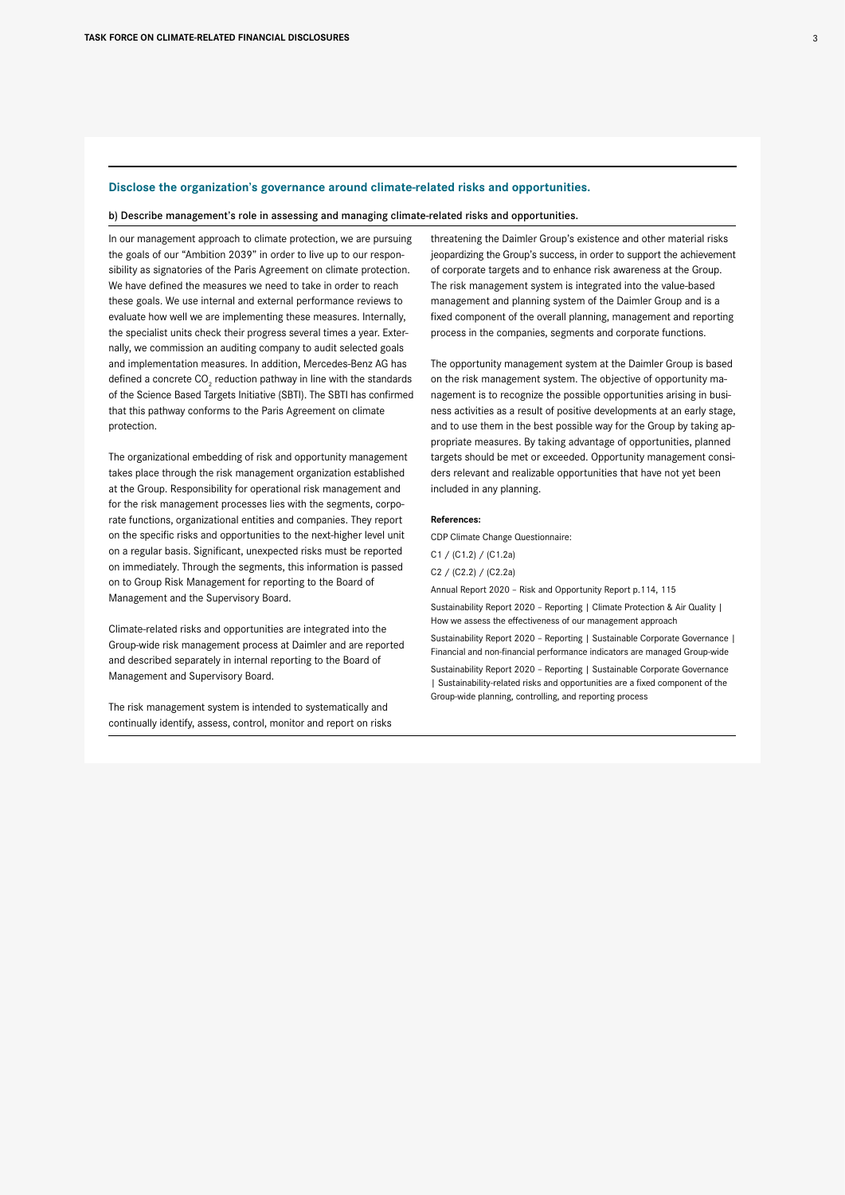## Disclose the organization's governance around climate-related risks and opportunities.

### b) Describe management's role in assessing and managing climate-related risks and opportunities.

In our management approach to climate protection, we are pursuing the goals of our "Ambition 2039" in order to live up to our responsibility as signatories of the Paris Agreement on climate protection. We have defined the measures we need to take in order to reach these goals. We use internal and external performance reviews to evaluate how well we are implementing these measures. Internally, the specialist units check their progress several times a year. Externally, we commission an auditing company to audit selected goals and implementation measures. In addition, Mercedes-Benz AG has defined a concrete $CO_2$ reduction pathway in line with the standards of the Science Based Targets Initiative (SBTI). The SBTI has confirmed that this pathway conforms to the Paris Agreement on climate protection.

The organizational embedding of risk and opportunity management takes place through the risk management organization established at the Group. Responsibility for operational risk management and for the risk management processes lies with the segments, corporate functions, organizational entities and companies. They report on the specific risks and opportunities to the next-higher level unit on a regular basis. Significant, unexpected risks must be reported on immediately. Through the segments, this information is passed on to Group Risk Management for reporting to the Board of Management and the Supervisory Board.

Climate-related risks and opportunities are integrated into the Group-wide risk management process at Daimler and are reported and described separately in internal reporting to the Board of Management and Supervisory Board.

The risk management system is intended to systematically and continually identify, assess, control, monitor and report on risks threatening the Daimler Group's existence and other material risks jeopardizing the Group's success, in order to support the achievement of corporate targets and to enhance risk awareness at the Group. The risk management system is integrated into the value-based management and planning system of the Daimler Group and is a fixed component of the overall planning, management and reporting process in the companies, segments and corporate functions.

The opportunity management system at the Daimler Group is based on the risk management system. The objective of opportunity management is to recognize the possible opportunities arising in business activities as a result of positive developments at an early stage, and to use them in the best possible way for the Group by taking appropriate measures. By taking advantage of opportunities, planned targets should be met or exceeded. Opportunity management considers relevant and realizable opportunities that have not yet been included in any planning.

**References:**

CDP Climate Change Questionnaire:

C1 / (C1.2) / (C1.2a)

C2 / (C2.2) / (C2.2a)

Annual Report 2020 – Risk and Opportunity Report p.114, 115

Sustainability Report 2020 – Reporting | Climate Protection & Air Quality | How we assess the effectiveness of our management approach

Sustainability Report 2020 – Reporting | Sustainable Corporate Governance | Financial and non-financial performance indicators are managed Group-wide

Sustainability Report 2020 – Reporting | Sustainable Corporate Governance | Sustainability-related risks and opportunities are a fixed component of the Group-wide planning, controlling, and reporting process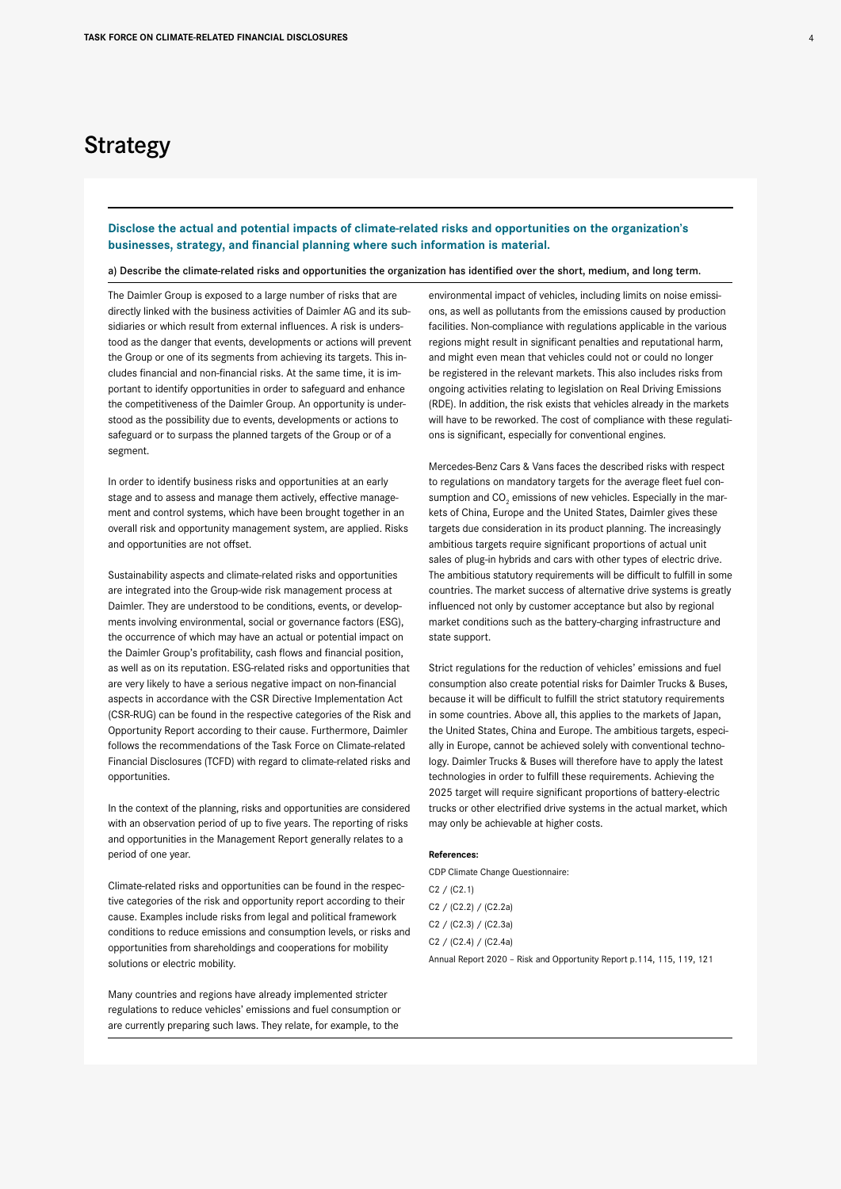# Strategy

**Disclose the actual and potential impacts of climate-related risks and opportunities on the organization's businesses, strategy, and financial planning where such information is material.**

a) Describe the climate-related risks and opportunities the organization has identified over the short, medium, and long term.

The Daimler Group is exposed to a large number of risks that are directly linked with the business activities of Daimler AG and its subsidiaries or which result from external influences. A risk is understood as the danger that events, developments or actions will prevent the Group or one of its segments from achieving its targets. This includes financial and non-financial risks. At the same time, it is important to identify opportunities in order to safeguard and enhance the competitiveness of the Daimler Group. An opportunity is understood as the possibility due to events, developments or actions to safeguard or to surpass the planned targets of the Group or of a segment.

In order to identify business risks and opportunities at an early stage and to assess and manage them actively, effective management and control systems, which have been brought together in an overall risk and opportunity management system, are applied. Risks and opportunities are not offset.

Sustainability aspects and climate-related risks and opportunities are integrated into the Group-wide risk management process at Daimler. They are understood to be conditions, events, or developments involving environmental, social or governance factors (ESG), the occurrence of which may have an actual or potential impact on the Daimler Group's profitability, cash flows and financial position, as well as on its reputation. ESG-related risks and opportunities that are very likely to have a serious negative impact on non-financial aspects in accordance with the CSR Directive Implementation Act (CSR-RUG) can be found in the respective categories of the Risk and Opportunity Report according to their cause. Furthermore, Daimler follows the recommendations of the Task Force on Climate-related Financial Disclosures (TCFD) with regard to climate-related risks and opportunities.

In the context of the planning, risks and opportunities are considered with an observation period of up to five years. The reporting of risks and opportunities in the Management Report generally relates to a period of one year.

Climate-related risks and opportunities can be found in the respective categories of the risk and opportunity report according to their cause. Examples include risks from legal and political framework conditions to reduce emissions and consumption levels, or risks and opportunities from shareholdings and cooperations for mobility solutions or electric mobility.

Many countries and regions have already implemented stricter regulations to reduce vehicles' emissions and fuel consumption or are currently preparing such laws. They relate, for example, to the environmental impact of vehicles, including limits on noise emissions, as well as pollutants from the emissions caused by production facilities. Non-compliance with regulations applicable in the various regions might result in significant penalties and reputational harm, and might even mean that vehicles could not or could no longer be registered in the relevant markets. This also includes risks from ongoing activities relating to legislation on Real Driving Emissions (RDE). In addition, the risk exists that vehicles already in the markets will have to be reworked. The cost of compliance with these regulations is significant, especially for conventional engines.

Mercedes-Benz Cars & Vans faces the described risks with respect to regulations on mandatory targets for the average fleet fuel consumption and $CO_2$ emissions of new vehicles. Especially in the markets of China, Europe and the United States, Daimler gives these targets due consideration in its product planning. The increasingly ambitious targets require significant proportions of actual unit sales of plug-in hybrids and cars with other types of electric drive. The ambitious statutory requirements will be difficult to fulfill in some countries. The market success of alternative drive systems is greatly influenced not only by customer acceptance but also by regional market conditions such as the battery-charging infrastructure and state support.

Strict regulations for the reduction of vehicles' emissions and fuel consumption also create potential risks for Daimler Trucks & Buses, because it will be difficult to fulfill the strict statutory requirements in some countries. Above all, this applies to the markets of Japan, the United States, China and Europe. The ambitious targets, especially in Europe, cannot be achieved solely with conventional technology. Daimler Trucks & Buses will therefore have to apply the latest technologies in order to fulfill these requirements. Achieving the 2025 target will require significant proportions of battery-electric trucks or other electrified drive systems in the actual market, which may only be achievable at higher costs.

**References:**

CDP Climate Change Questionnaire:

C2 / (C2.1)

C2 / (C2.2) / (C2.2a)

C2 / (C2.3) / (C2.3a)

C2 / (C2.4) / (C2.4a)

Annual Report 2020 – Risk and Opportunity Report p.114, 115, 119, 121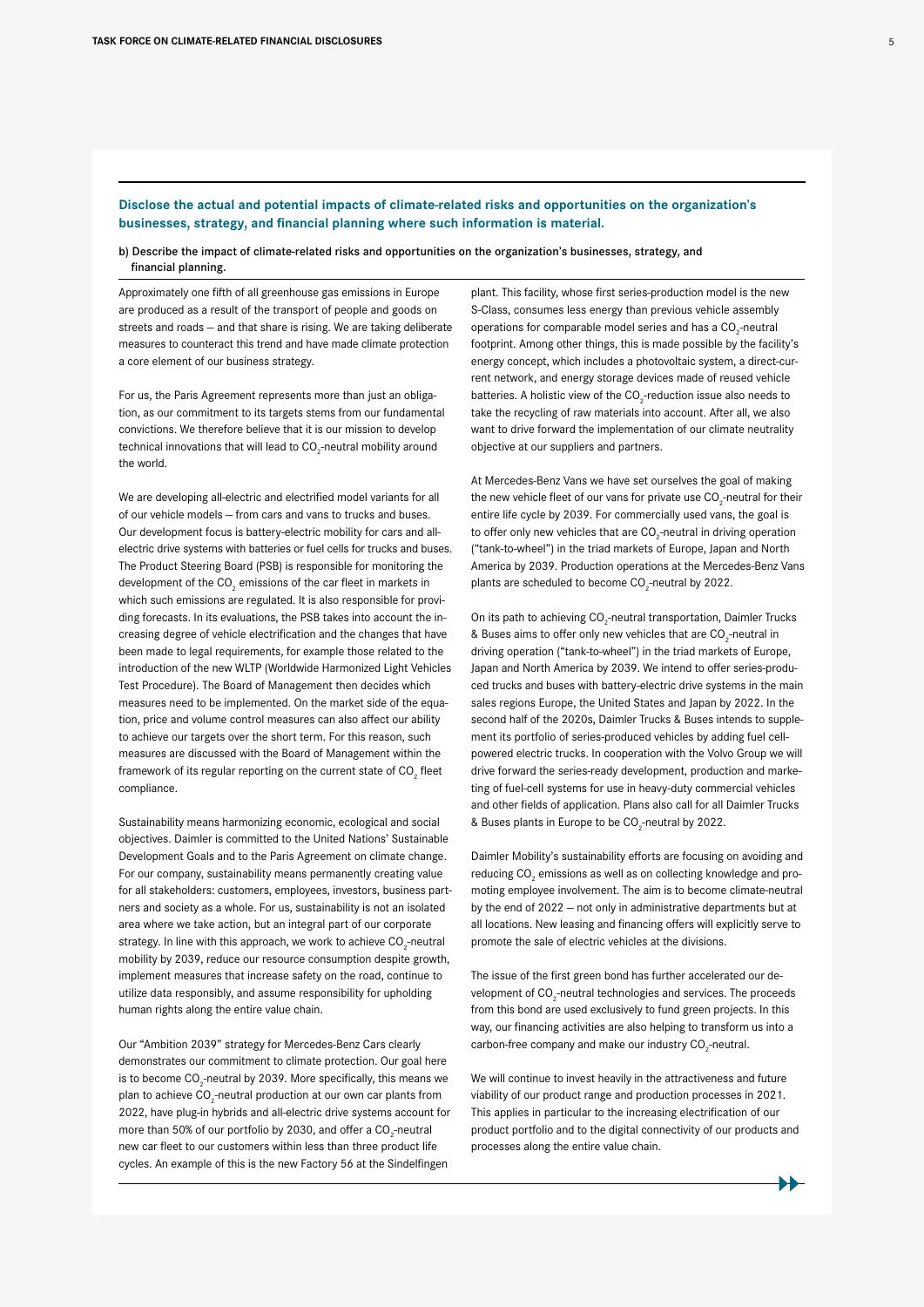**Disclose the actual and potential impacts of climate-related risks and opportunities on the organization's businesses, strategy, and financial planning where such information is material.**

b) Describe the impact of climate-related risks and opportunities on the organization's businesses, strategy, and financial planning.

Approximately one fifth of all greenhouse gas emissions in Europe are produced as a result of the transport of people and goods on streets and roads – and that share is rising. We are taking deliberate measures to counteract this trend and have made climate protection a core element of our business strategy.

For us, the Paris Agreement represents more than just an obligation, as our commitment to its targets stems from our fundamental convictions. We therefore believe that it is our mission to develop technical innovations that will lead to $CO_2$-neutral mobility around the world.

We are developing all-electric and electrified model variants for all of our vehicle models – from cars and vans to trucks and buses. Our development focus is battery-electric mobility for cars and all-electric drive systems with batteries or fuel cells for trucks and buses. The Product Steering Board (PSB) is responsible for monitoring the development of the $CO_2$ emissions of the car fleet in markets in which such emissions are regulated. It is also responsible for providing forecasts. In its evaluations, the PSB takes into account the increasing degree of vehicle electrification and the changes that have been made to legal requirements, for example those related to the introduction of the new WLTP (Worldwide Harmonized Light Vehicles Test Procedure). The Board of Management then decides which measures need to be implemented. On the market side of the equation, price and volume control measures can also affect our ability to achieve our targets over the short term. For this reason, such measures are discussed with the Board of Management within the framework of its regular reporting on the current state of $CO_2$ fleet compliance.

Sustainability means harmonizing economic, ecological and social objectives. Daimler is committed to the United Nations' Sustainable Development Goals and to the Paris Agreement on climate change. For our company, sustainability means permanently creating value for all stakeholders: customers, employees, investors, business partners and society as a whole. For us, sustainability is not an isolated area where we take action, but an integral part of our corporate strategy. In line with this approach, we work to achieve $CO_2$-neutral mobility by 2039, reduce our resource consumption despite growth, implement measures that increase safety on the road, continue to utilize data responsibly, and assume responsibility for upholding human rights along the entire value chain.

Our "Ambition 2039" strategy for Mercedes-Benz Cars clearly demonstrates our commitment to climate protection. Our goal here is to become $CO_2$-neutral by 2039. More specifically, this means we plan to achieve $CO_2$-neutral production at our own car plants from 2022, have plug-in hybrids and all-electric drive systems account for more than 50% of our portfolio by 2030, and offer a $CO_2$-neutral new car fleet to our customers within less than three product life cycles. An example of this is the new Factory 56 at the Sindelfingen plant. This facility, whose first series-production model is the new S-Class, consumes less energy than previous vehicle assembly operations for comparable model series and has a $CO_2$-neutral footprint. Among other things, this is made possible by the facility's energy concept, which includes a photovoltaic system, a direct-current network, and energy storage devices made of reused vehicle batteries. A holistic view of the $CO_2$-reduction issue also needs to take the recycling of raw materials into account. After all, we also want to drive forward the implementation of our climate neutrality objective at our suppliers and partners.

At Mercedes-Benz Vans we have set ourselves the goal of making the new vehicle fleet of our vans for private use $CO_2$-neutral for their entire life cycle by 2039. For commercially used vans, the goal is to offer only new vehicles that are $CO_2$-neutral in driving operation ("tank-to-wheel") in the triad markets of Europe, Japan and North America by 2039. Production operations at the Mercedes-Benz Vans plants are scheduled to become $CO_2$-neutral by 2022.

On its path to achieving $CO_2$-neutral transportation, Daimler Trucks & Buses aims to offer only new vehicles that are $CO_2$-neutral in driving operation ("tank-to-wheel") in the triad markets of Europe, Japan and North America by 2039. We intend to offer series-produced trucks and buses with battery-electric drive systems in the main sales regions Europe, the United States and Japan by 2022. In the second half of the 2020s, Daimler Trucks & Buses intends to supplement its portfolio of series-produced vehicles by adding fuel cell-powered electric trucks. In cooperation with the Volvo Group we will drive forward the series-ready development, production and marketing of fuel-cell systems for use in heavy-duty commercial vehicles and other fields of application. Plans also call for all Daimler Trucks & Buses plants in Europe to be $CO_2$-neutral by 2022.

Daimler Mobility's sustainability efforts are focusing on avoiding and reducing $CO_2$ emissions as well as on collecting knowledge and promoting employee involvement. The aim is to become climate-neutral by the end of 2022 – not only in administrative departments but at all locations. New leasing and financing offers will explicitly serve to promote the sale of electric vehicles at the divisions.

The issue of the first green bond has further accelerated our development of $CO_2$-neutral technologies and services. The proceeds from this bond are used exclusively to fund green projects. In this way, our financing activities are also helping to transform us into a carbon-free company and make our industry $CO_2$-neutral.

We will continue to invest heavily in the attractiveness and future viability of our product range and production processes in 2021. This applies in particular to the increasing electrification of our product portfolio and to the digital connectivity of our products and processes along the entire value chain.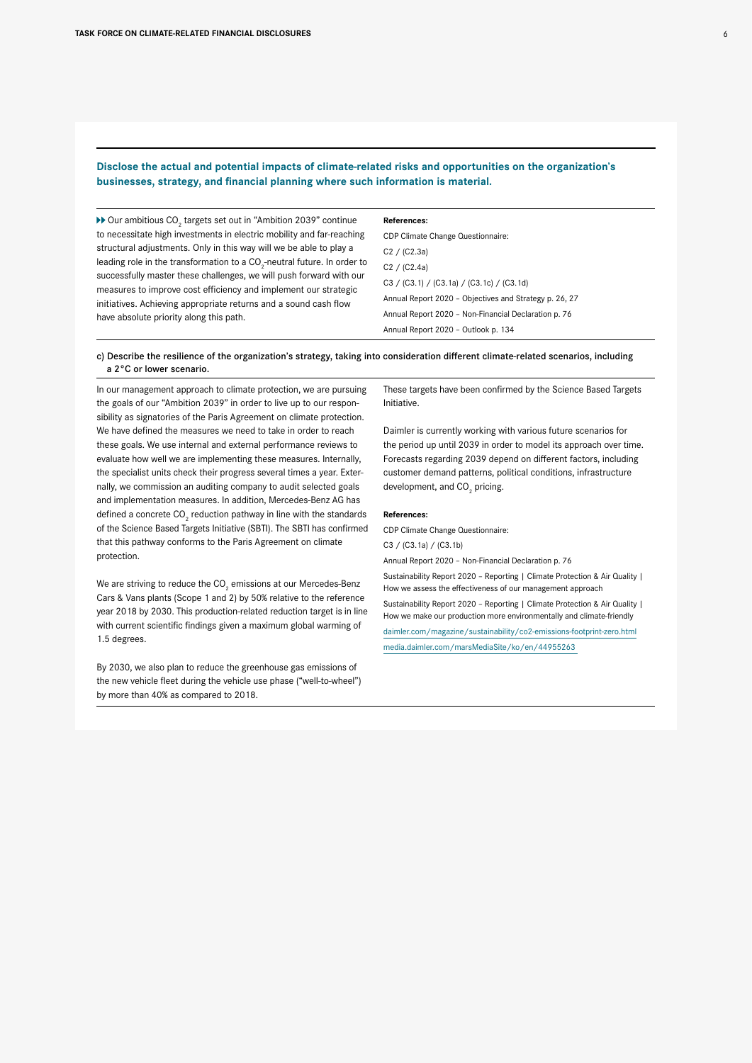**Disclose the actual and potential impacts of climate-related risks and opportunities on the organization's businesses, strategy, and financial planning where such information is material.**

▶▶ Our ambitious $CO_2$ targets set out in "Ambition 2039" continue to necessitate high investments in electric mobility and far-reaching structural adjustments. Only in this way will we be able to play a leading role in the transformation to a $CO_2$-neutral future. In order to successfully master these challenges, we will push forward with our measures to improve cost efficiency and implement our strategic initiatives. Achieving appropriate returns and a sound cash flow have absolute priority along this path.

**References:**

CDP Climate Change Questionnaire:

C2 / (C2.3a)

C2 / (C2.4a)

C3 / (C3.1) / (C3.1a) / (C3.1c) / (C3.1d)

Annual Report 2020 – Objectives and Strategy p. 26, 27

Annual Report 2020 – Non-Financial Declaration p. 76

Annual Report 2020 – Outlook p. 134

**c) Describe the resilience of the organization's strategy, taking into consideration different climate-related scenarios, including a 2°C or lower scenario.**

In our management approach to climate protection, we are pursuing the goals of our "Ambition 2039" in order to live up to our responsibility as signatories of the Paris Agreement on climate protection. We have defined the measures we need to take in order to reach these goals. We use internal and external performance reviews to evaluate how well we are implementing these measures. Internally, the specialist units check their progress several times a year. Externally, we commission an auditing company to audit selected goals and implementation measures. In addition, Mercedes-Benz AG has defined a concrete $CO_2$ reduction pathway in line with the standards of the Science Based Targets Initiative (SBTI). The SBTI has confirmed that this pathway conforms to the Paris Agreement on climate protection.

We are striving to reduce the $CO_2$ emissions at our Mercedes-Benz Cars & Vans plants (Scope 1 and 2) by 50% relative to the reference year 2018 by 2030. This production-related reduction target is in line with current scientific findings given a maximum global warming of 1.5 degrees.

By 2030, we also plan to reduce the greenhouse gas emissions of the new vehicle fleet during the vehicle use phase ("well-to-wheel") by more than 40% as compared to 2018.

These targets have been confirmed by the Science Based Targets Initiative.

Daimler is currently working with various future scenarios for the period up until 2039 in order to model its approach over time. Forecasts regarding 2039 depend on different factors, including customer demand patterns, political conditions, infrastructure development, and $CO_2$ pricing.

**References:**

CDP Climate Change Questionnaire:

C3 / (C3.1a) / (C3.1b)

Annual Report 2020 – Non-Financial Declaration p. 76

Sustainability Report 2020 – Reporting | Climate Protection & Air Quality | How we assess the effectiveness of our management approach

Sustainability Report 2020 – Reporting | Climate Protection & Air Quality | How we make our production more environmentally and climate-friendly

daimler.com/magazine/sustainability/co2-emissions-footprint-zero.html

media.daimler.com/marsMediaSite/ko/en/44955263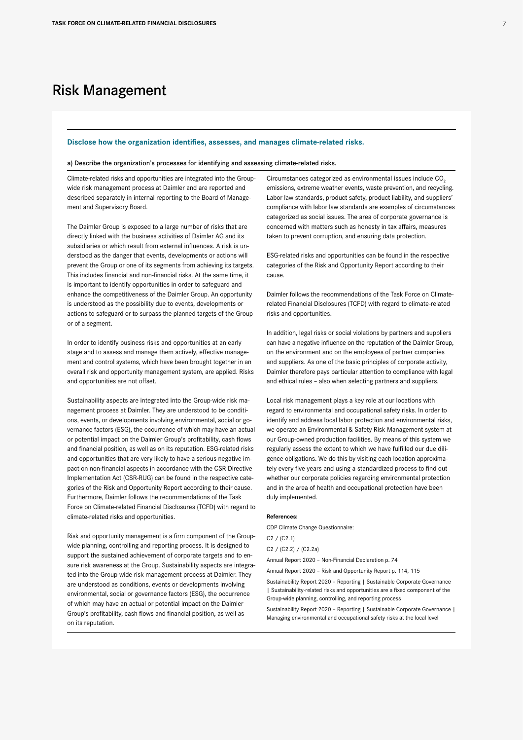# Risk Management

**Disclose how the organization identifies, assesses, and manages climate-related risks.**

a) Describe the organization's processes for identifying and assessing climate-related risks.

Climate-related risks and opportunities are integrated into the Group-wide risk management process at Daimler and are reported and described separately in internal reporting to the Board of Management and Supervisory Board.

The Daimler Group is exposed to a large number of risks that are directly linked with the business activities of Daimler AG and its subsidiaries or which result from external influences. A risk is understood as the danger that events, developments or actions will prevent the Group or one of its segments from achieving its targets. This includes financial and non-financial risks. At the same time, it is important to identify opportunities in order to safeguard and enhance the competitiveness of the Daimler Group. An opportunity is understood as the possibility due to events, developments or actions to safeguard or to surpass the planned targets of the Group or of a segment.

In order to identify business risks and opportunities at an early stage and to assess and manage them actively, effective management and control systems, which have been brought together in an overall risk and opportunity management system, are applied. Risks and opportunities are not offset.

Sustainability aspects are integrated into the Group-wide risk management process at Daimler. They are understood to be conditions, events, or developments involving environmental, social or governance factors (ESG), the occurrence of which may have an actual or potential impact on the Daimler Group's profitability, cash flows and financial position, as well as on its reputation. ESG-related risks and opportunities that are very likely to have a serious negative impact on non-financial aspects in accordance with the CSR Directive Implementation Act (CSR-RUG) can be found in the respective categories of the Risk and Opportunity Report according to their cause. Furthermore, Daimler follows the recommendations of the Task Force on Climate-related Financial Disclosures (TCFD) with regard to climate-related risks and opportunities.

Risk and opportunity management is a firm component of the Group-wide planning, controlling and reporting process. It is designed to support the sustained achievement of corporate targets and to ensure risk awareness at the Group. Sustainability aspects are integrated into the Group-wide risk management process at Daimler. They are understood as conditions, events or developments involving environmental, social or governance factors (ESG), the occurrence of which may have an actual or potential impact on the Daimler Group's profitability, cash flows and financial position, as well as on its reputation.

Circumstances categorized as environmental issues include $CO_2$ emissions, extreme weather events, waste prevention, and recycling. Labor law standards, product safety, product liability, and suppliers' compliance with labor law standards are examples of circumstances categorized as social issues. The area of corporate governance is concerned with matters such as honesty in tax affairs, measures taken to prevent corruption, and ensuring data protection.

ESG-related risks and opportunities can be found in the respective categories of the Risk and Opportunity Report according to their cause.

Daimler follows the recommendations of the Task Force on Climate-related Financial Disclosures (TCFD) with regard to climate-related risks and opportunities.

In addition, legal risks or social violations by partners and suppliers can have a negative influence on the reputation of the Daimler Group, on the environment and on the employees of partner companies and suppliers. As one of the basic principles of corporate activity, Daimler therefore pays particular attention to compliance with legal and ethical rules – also when selecting partners and suppliers.

Local risk management plays a key role at our locations with regard to environmental and occupational safety risks. In order to identify and address local labor protection and environmental risks, we operate an Environmental & Safety Risk Management system at our Group-owned production facilities. By means of this system we regularly assess the extent to which we have fulfilled our due diligence obligations. We do this by visiting each location approximately every five years and using a standardized process to find out whether our corporate policies regarding environmental protection and in the area of health and occupational protection have been duly implemented.

**References:**

CDP Climate Change Questionnaire:

C2 / (C2.1)

C2 / (C2.2) / (C2.2a)

Annual Report 2020 – Non-Financial Declaration p. 74

Annual Report 2020 – Risk and Opportunity Report p. 114, 115

Sustainability Report 2020 – Reporting | Sustainable Corporate Governance | Sustainability-related risks and opportunities are a fixed component of the Group-wide planning, controlling, and reporting process

Sustainability Report 2020 – Reporting | Sustainable Corporate Governance | Managing environmental and occupational safety risks at the local level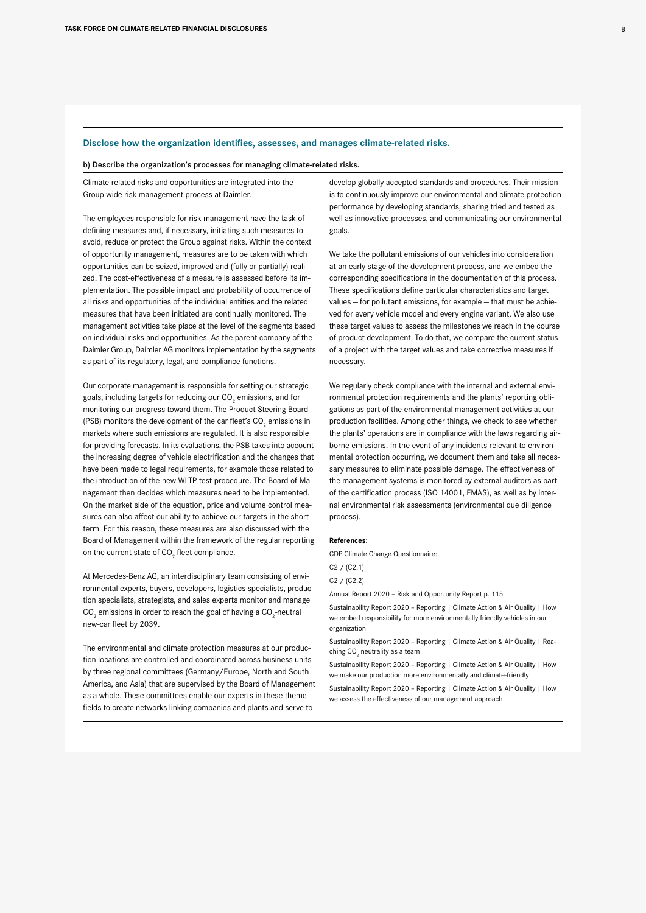## Disclose how the organization identifies, assesses, and manages climate-related risks.

### b) Describe the organization's processes for managing climate-related risks.

Climate-related risks and opportunities are integrated into the Group-wide risk management process at Daimler.

The employees responsible for risk management have the task of defining measures and, if necessary, initiating such measures to avoid, reduce or protect the Group against risks. Within the context of opportunity management, measures are to be taken with which opportunities can be seized, improved and (fully or partially) realized. The cost-effectiveness of a measure is assessed before its implementation. The possible impact and probability of occurrence of all risks and opportunities of the individual entities and the related measures that have been initiated are continually monitored. The management activities take place at the level of the segments based on individual risks and opportunities. As the parent company of the Daimler Group, Daimler AG monitors implementation by the segments as part of its regulatory, legal, and compliance functions.

Our corporate management is responsible for setting our strategic goals, including targets for reducing our $CO_2$ emissions, and for monitoring our progress toward them. The Product Steering Board (PSB) monitors the development of the car fleet's $CO_2$ emissions in markets where such emissions are regulated. It is also responsible for providing forecasts. In its evaluations, the PSB takes into account the increasing degree of vehicle electrification and the changes that have been made to legal requirements, for example those related to the introduction of the new WLTP test procedure. The Board of Management then decides which measures need to be implemented. On the market side of the equation, price and volume control measures can also affect our ability to achieve our targets in the short term. For this reason, these measures are also discussed with the Board of Management within the framework of the regular reporting on the current state of $CO_2$ fleet compliance.

At Mercedes-Benz AG, an interdisciplinary team consisting of environmental experts, buyers, developers, logistics specialists, production specialists, strategists, and sales experts monitor and manage $CO_2$ emissions in order to reach the goal of having a $CO_2$-neutral new-car fleet by 2039.

The environmental and climate protection measures at our production locations are controlled and coordinated across business units by three regional committees (Germany/Europe, North and South America, and Asia) that are supervised by the Board of Management as a whole. These committees enable our experts in these theme fields to create networks linking companies and plants and serve to develop globally accepted standards and procedures. Their mission is to continuously improve our environmental and climate protection performance by developing standards, sharing tried and tested as well as innovative processes, and communicating our environmental goals.

We take the pollutant emissions of our vehicles into consideration at an early stage of the development process, and we embed the corresponding specifications in the documentation of this process. These specifications define particular characteristics and target values – for pollutant emissions, for example – that must be achieved for every vehicle model and every engine variant. We also use these target values to assess the milestones we reach in the course of product development. To do that, we compare the current status of a project with the target values and take corrective measures if necessary.

We regularly check compliance with the internal and external environmental protection requirements and the plants' reporting obligations as part of the environmental management activities at our production facilities. Among other things, we check to see whether the plants' operations are in compliance with the laws regarding airborne emissions. In the event of any incidents relevant to environmental protection occurring, we document them and take all necessary measures to eliminate possible damage. The effectiveness of the management systems is monitored by external auditors as part of the certification process (ISO 14001, EMAS), as well as by internal environmental risk assessments (environmental due diligence process).

**References:**

CDP Climate Change Questionnaire:

C2 / (C2.1)

C2 / (C2.2)

Annual Report 2020 – Risk and Opportunity Report p. 115

Sustainability Report 2020 – Reporting | Climate Action & Air Quality | How we embed responsibility for more environmentally friendly vehicles in our organization

Sustainability Report 2020 – Reporting | Climate Action & Air Quality | Reaching $CO_2$ neutrality as a team

Sustainability Report 2020 – Reporting | Climate Action & Air Quality | How we make our production more environmentally and climate-friendly

Sustainability Report 2020 – Reporting | Climate Action & Air Quality | How we assess the effectiveness of our management approach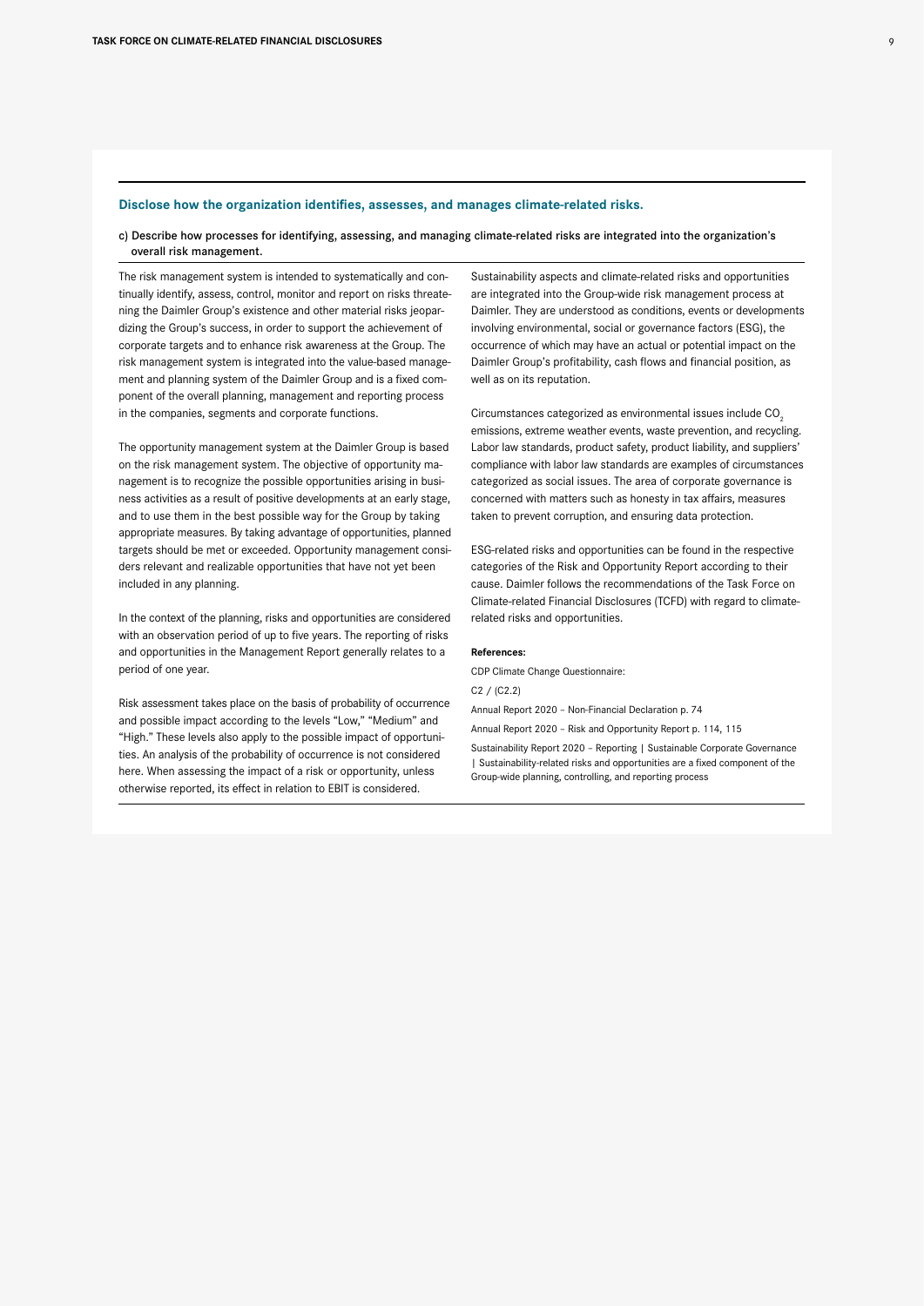## Disclose how the organization identifies, assesses, and manages climate-related risks.

**c) Describe how processes for identifying, assessing, and managing climate-related risks are integrated into the organization's overall risk management.**

The risk management system is intended to systematically and continually identify, assess, control, monitor and report on risks threatening the Daimler Group's existence and other material risks jeopardizing the Group's success, in order to support the achievement of corporate targets and to enhance risk awareness at the Group. The risk management system is integrated into the value-based management and planning system of the Daimler Group and is a fixed component of the overall planning, management and reporting process in the companies, segments and corporate functions.

The opportunity management system at the Daimler Group is based on the risk management system. The objective of opportunity management is to recognize the possible opportunities arising in business activities as a result of positive developments at an early stage, and to use them in the best possible way for the Group by taking appropriate measures. By taking advantage of opportunities, planned targets should be met or exceeded. Opportunity management considers relevant and realizable opportunities that have not yet been included in any planning.

In the context of the planning, risks and opportunities are considered with an observation period of up to five years. The reporting of risks and opportunities in the Management Report generally relates to a period of one year.

Risk assessment takes place on the basis of probability of occurrence and possible impact according to the levels "Low," "Medium" and "High." These levels also apply to the possible impact of opportunities. An analysis of the probability of occurrence is not considered here. When assessing the impact of a risk or opportunity, unless otherwise reported, its effect in relation to EBIT is considered.

Sustainability aspects and climate-related risks and opportunities are integrated into the Group-wide risk management process at Daimler. They are understood as conditions, events or developments involving environmental, social or governance factors (ESG), the occurrence of which may have an actual or potential impact on the Daimler Group's profitability, cash flows and financial position, as well as on its reputation.

Circumstances categorized as environmental issues include $CO_2$ emissions, extreme weather events, waste prevention, and recycling. Labor law standards, product safety, product liability, and suppliers' compliance with labor law standards are examples of circumstances categorized as social issues. The area of corporate governance is concerned with matters such as honesty in tax affairs, measures taken to prevent corruption, and ensuring data protection.

ESG-related risks and opportunities can be found in the respective categories of the Risk and Opportunity Report according to their cause. Daimler follows the recommendations of the Task Force on Climate-related Financial Disclosures (TCFD) with regard to climate-related risks and opportunities.

**References:**

CDP Climate Change Questionnaire:

C2 / (C2.2)

Annual Report 2020 – Non-Financial Declaration p. 74

Annual Report 2020 – Risk and Opportunity Report p. 114, 115

Sustainability Report 2020 – Reporting | Sustainable Corporate Governance | Sustainability-related risks and opportunities are a fixed component of the Group-wide planning, controlling, and reporting process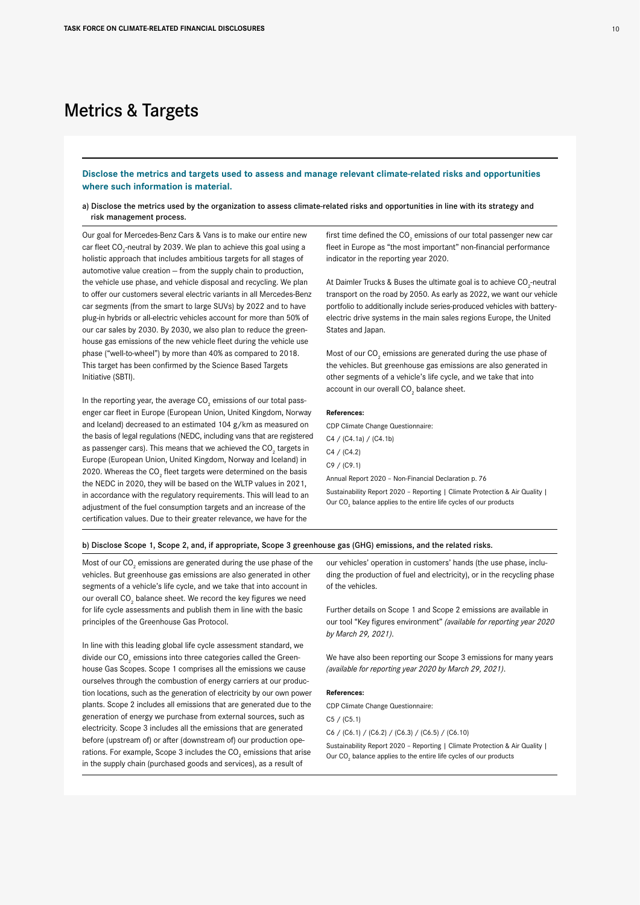# Metrics & Targets

**Disclose the metrics and targets used to assess and manage relevant climate-related risks and opportunities where such information is material.**

a) Disclose the metrics used by the organization to assess climate-related risks and opportunities in line with its strategy and risk management process.

Our goal for Mercedes-Benz Cars & Vans is to make our entire new car fleet $CO_2$-neutral by 2039. We plan to achieve this goal using a holistic approach that includes ambitious targets for all stages of automotive value creation – from the supply chain to production, the vehicle use phase, and vehicle disposal and recycling. We plan to offer our customers several electric variants in all Mercedes-Benz car segments (from the smart to large SUVs) by 2022 and to have plug-in hybrids or all-electric vehicles account for more than 50% of our car sales by 2030. By 2030, we also plan to reduce the greenhouse gas emissions of the new vehicle fleet during the vehicle use phase ("well-to-wheel") by more than 40% as compared to 2018. This target has been confirmed by the Science Based Targets Initiative (SBTI).

In the reporting year, the average $CO_2$ emissions of our total passenger car fleet in Europe (European Union, United Kingdom, Norway and Iceland) decreased to an estimated 104 g/km as measured on the basis of legal regulations (NEDC, including vans that are registered as passenger cars). This means that we achieved the $CO_2$ targets in Europe (European Union, United Kingdom, Norway and Iceland) in 2020. Whereas the $CO_2$ fleet targets were determined on the basis the NEDC in 2020, they will be based on the WLTP values in 2021, in accordance with the regulatory requirements. This will lead to an adjustment of the fuel consumption targets and an increase of the certification values. Due to their greater relevance, we have for the first time defined the $CO_2$ emissions of our total passenger new car fleet in Europe as "the most important" non-financial performance indicator in the reporting year 2020.

At Daimler Trucks & Buses the ultimate goal is to achieve $CO_2$-neutral transport on the road by 2050. As early as 2022, we want our vehicle portfolio to additionally include series-produced vehicles with battery-electric drive systems in the main sales regions Europe, the United States and Japan.

Most of our $CO_2$ emissions are generated during the use phase of the vehicles. But greenhouse gas emissions are also generated in other segments of a vehicle's life cycle, and we take that into account in our overall $CO_2$ balance sheet.

**References:**

CDP Climate Change Questionnaire:

C4 / (C4.1a) / (C4.1b)

C4 / (C4.2)

C9 / (C9.1)

Annual Report 2020 – Non-Financial Declaration p. 76

Sustainability Report 2020 – Reporting | Climate Protection & Air Quality | Our $CO_2$ balance applies to the entire life cycles of our products

b) Disclose Scope 1, Scope 2, and, if appropriate, Scope 3 greenhouse gas (GHG) emissions, and the related risks.

Most of our $CO_2$ emissions are generated during the use phase of the vehicles. But greenhouse gas emissions are also generated in other segments of a vehicle's life cycle, and we take that into account in our overall $CO_2$ balance sheet. We record the key figures we need for life cycle assessments and publish them in line with the basic principles of the Greenhouse Gas Protocol.

In line with this leading global life cycle assessment standard, we divide our $CO_2$ emissions into three categories called the Greenhouse Gas Scopes. Scope 1 comprises all the emissions we cause ourselves through the combustion of energy carriers at our production locations, such as the generation of electricity by our own power plants. Scope 2 includes all emissions that are generated due to the generation of energy we purchase from external sources, such as electricity. Scope 3 includes all the emissions that are generated before (upstream of) or after (downstream of) our production operations. For example, Scope 3 includes the $CO_2$ emissions that arise in the supply chain (purchased goods and services), as a result of our vehicles' operation in customers' hands (the use phase, including the production of fuel and electricity), or in the recycling phase of the vehicles.

Further details on Scope 1 and Scope 2 emissions are available in our tool "Key figures environment" *(available for reporting year 2020 by March 29, 2021)*.

We have also been reporting our Scope 3 emissions for many years *(available for reporting year 2020 by March 29, 2021)*.

**References:**

CDP Climate Change Questionnaire:

C5 / (C5.1)

C6 / (C6.1) / (C6.2) / (C6.3) / (C6.5) / (C6.10)

Sustainability Report 2020 – Reporting | Climate Protection & Air Quality | Our $CO_2$ balance applies to the entire life cycles of our products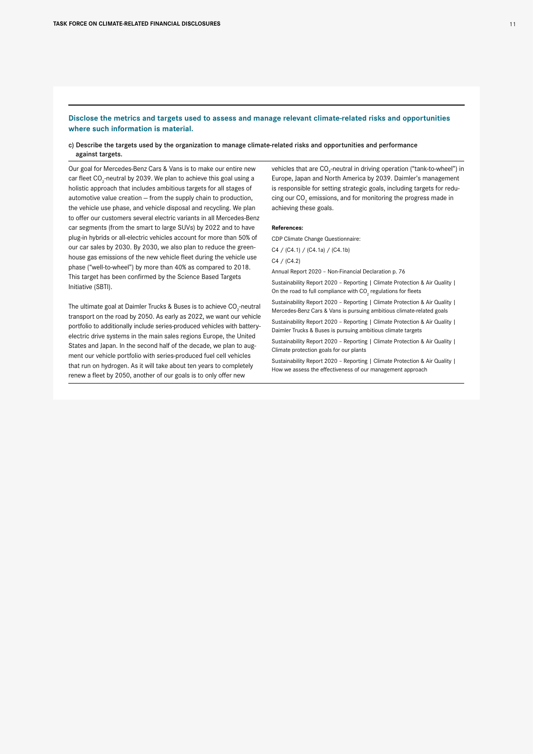## Disclose the metrics and targets used to assess and manage relevant climate-related risks and opportunities where such information is material.

### c) Describe the targets used by the organization to manage climate-related risks and opportunities and performance against targets.

Our goal for Mercedes-Benz Cars & Vans is to make our entire new car fleet $CO_2$-neutral by 2039. We plan to achieve this goal using a holistic approach that includes ambitious targets for all stages of automotive value creation – from the supply chain to production, the vehicle use phase, and vehicle disposal and recycling. We plan to offer our customers several electric variants in all Mercedes-Benz car segments (from the smart to large SUVs) by 2022 and to have plug-in hybrids or all-electric vehicles account for more than 50% of our car sales by 2030. By 2030, we also plan to reduce the greenhouse gas emissions of the new vehicle fleet during the vehicle use phase ("well-to-wheel") by more than 40% as compared to 2018. This target has been confirmed by the Science Based Targets Initiative (SBTI).

The ultimate goal at Daimler Trucks & Buses is to achieve $CO_2$-neutral transport on the road by 2050. As early as 2022, we want our vehicle portfolio to additionally include series-produced vehicles with battery-electric drive systems in the main sales regions Europe, the United States and Japan. In the second half of the decade, we plan to augment our vehicle portfolio with series-produced fuel cell vehicles that run on hydrogen. As it will take about ten years to completely renew a fleet by 2050, another of our goals is to only offer new vehicles that are $CO_2$-neutral in driving operation ("tank-to-wheel") in Europe, Japan and North America by 2039. Daimler's management is responsible for setting strategic goals, including targets for reducing our $CO_2$ emissions, and for monitoring the progress made in achieving these goals.

**References:**

CDP Climate Change Questionnaire:

C4 / (C4.1) / (C4.1a) / (C4.1b)

C4 / (C4.2)

Annual Report 2020 – Non-Financial Declaration p. 76

Sustainability Report 2020 – Reporting | Climate Protection & Air Quality | On the road to full compliance with $CO_2$ regulations for fleets

Sustainability Report 2020 – Reporting | Climate Protection & Air Quality | Mercedes-Benz Cars & Vans is pursuing ambitious climate-related goals

Sustainability Report 2020 – Reporting | Climate Protection & Air Quality | Daimler Trucks & Buses is pursuing ambitious climate targets

Sustainability Report 2020 – Reporting | Climate Protection & Air Quality | Climate protection goals for our plants

Sustainability Report 2020 – Reporting | Climate Protection & Air Quality | How we assess the effectiveness of our management approach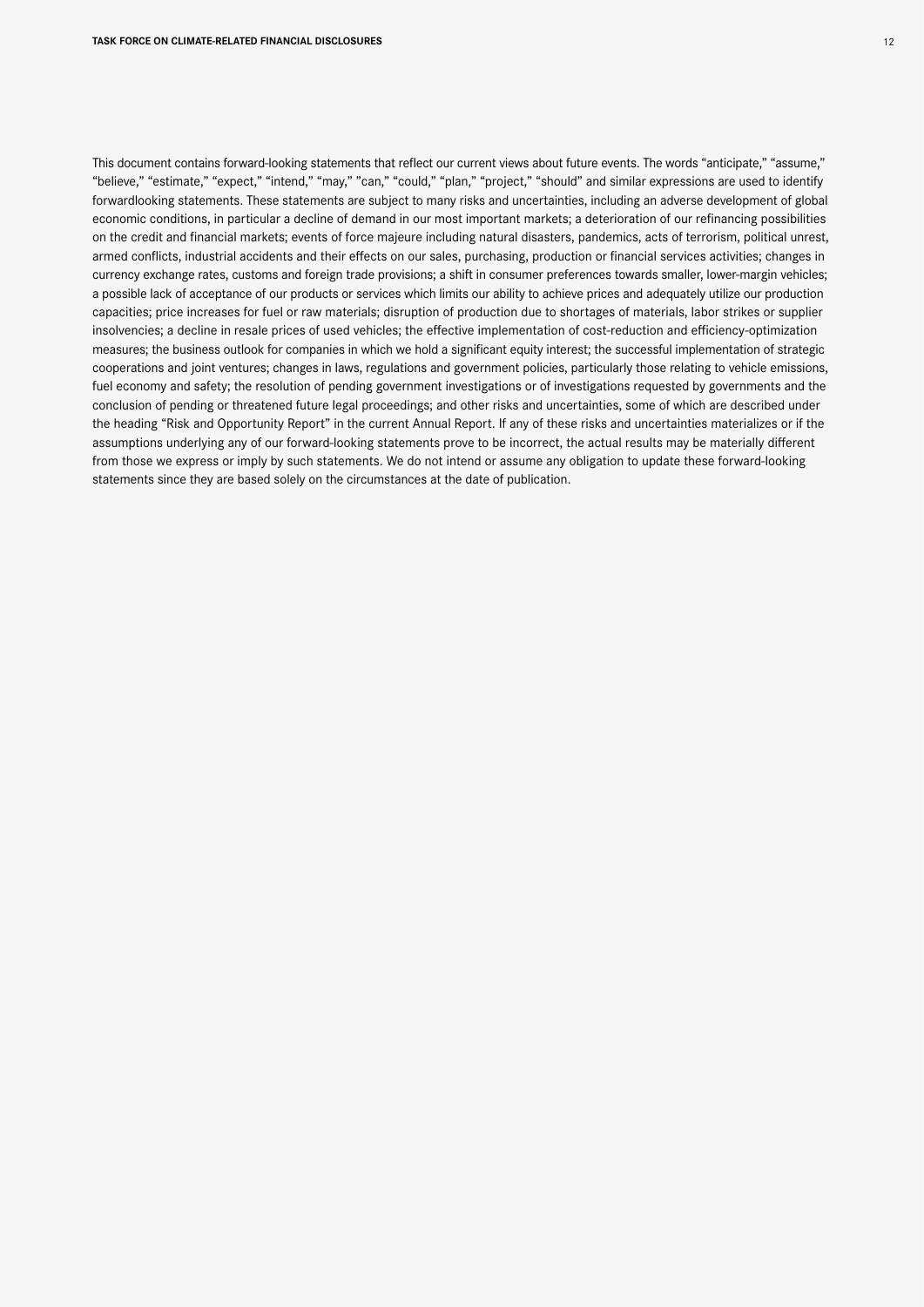This document contains forward-looking statements that reflect our current views about future events. The words “anticipate,” “assume,” “believe,” “estimate,” “expect,” “intend,” “may,” ”can,” “could,” “plan,” “project,” “should” and similar expressions are used to identify forwardlooking statements. These statements are subject to many risks and uncertainties, including an adverse development of global economic conditions, in particular a decline of demand in our most important markets; a deterioration of our refinancing possibilities on the credit and financial markets; events of force majeure including natural disasters, pandemics, acts of terrorism, political unrest, armed conflicts, industrial accidents and their effects on our sales, purchasing, production or financial services activities; changes in currency exchange rates, customs and foreign trade provisions; a shift in consumer preferences towards smaller, lower-margin vehicles; a possible lack of acceptance of our products or services which limits our ability to achieve prices and adequately utilize our production capacities; price increases for fuel or raw materials; disruption of production due to shortages of materials, labor strikes or supplier insolvencies; a decline in resale prices of used vehicles; the effective implementation of cost-reduction and efficiency-optimization measures; the business outlook for companies in which we hold a significant equity interest; the successful implementation of strategic cooperations and joint ventures; changes in laws, regulations and government policies, particularly those relating to vehicle emissions, fuel economy and safety; the resolution of pending government investigations or of investigations requested by governments and the conclusion of pending or threatened future legal proceedings; and other risks and uncertainties, some of which are described under the heading “Risk and Opportunity Report” in the current Annual Report. If any of these risks and uncertainties materializes or if the assumptions underlying any of our forward-looking statements prove to be incorrect, the actual results may be materially different from those we express or imply by such statements. We do not intend or assume any obligation to update these forward-looking statements since they are based solely on the circumstances at the date of publication.